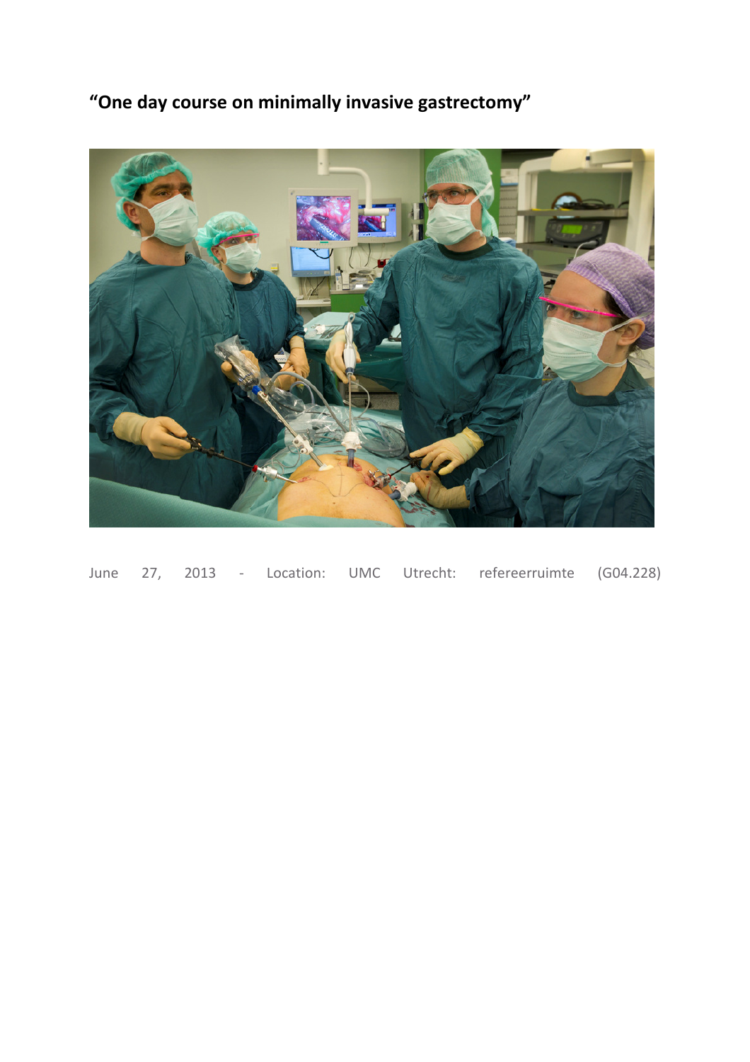# "One day course on minimally invasive gastrectomy"

June 27, 2013 - Location: UMC Utrecht: refereerruimte (G04.228)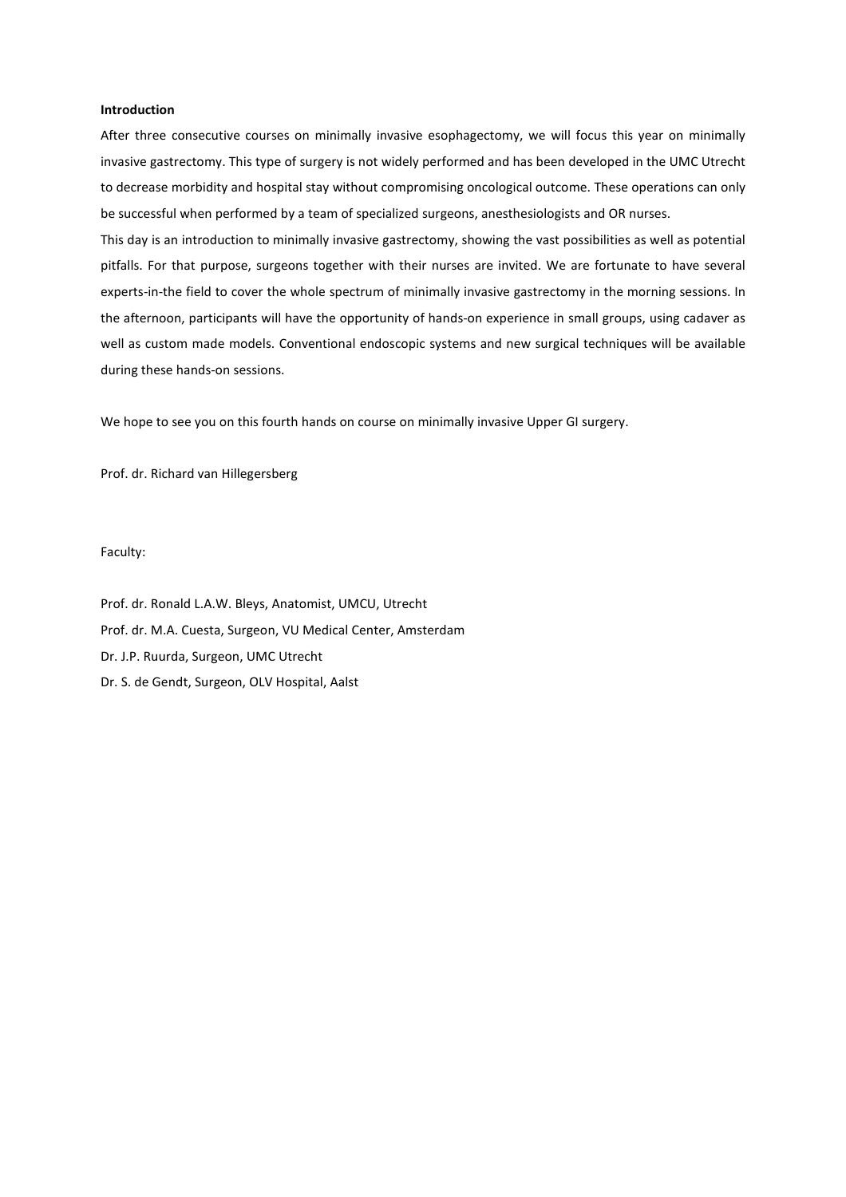**Introduction**

After three consecutive courses on minimally invasive esophagectomy, we will focus this year on minimally invasive gastrectomy. This type of surgery is not widely performed and has been developed in the UMC Utrecht to decrease morbidity and hospital stay without compromising oncological outcome. These operations can only be successful when performed by a team of specialized surgeons, anesthesiologists and OR nurses.

This day is an introduction to minimally invasive gastrectomy, showing the vast possibilities as well as potential pitfalls. For that purpose, surgeons together with their nurses are invited. We are fortunate to have several experts-in-the field to cover the whole spectrum of minimally invasive gastrectomy in the morning sessions. In the afternoon, participants will have the opportunity of hands-on experience in small groups, using cadaver as well as custom made models. Conventional endoscopic systems and new surgical techniques will be available during these hands-on sessions.

We hope to see you on this fourth hands on course on minimally invasive Upper GI surgery.

Prof. dr. Richard van Hillegersberg

Faculty:

Prof. dr. Ronald L.A.W. Bleys, Anatomist, UMCU, Utrecht
Prof. dr. M.A. Cuesta, Surgeon, VU Medical Center, Amsterdam
Dr. J.P. Ruurda, Surgeon, UMC Utrecht
Dr. S. de Gendt, Surgeon, OLV Hospital, Aalst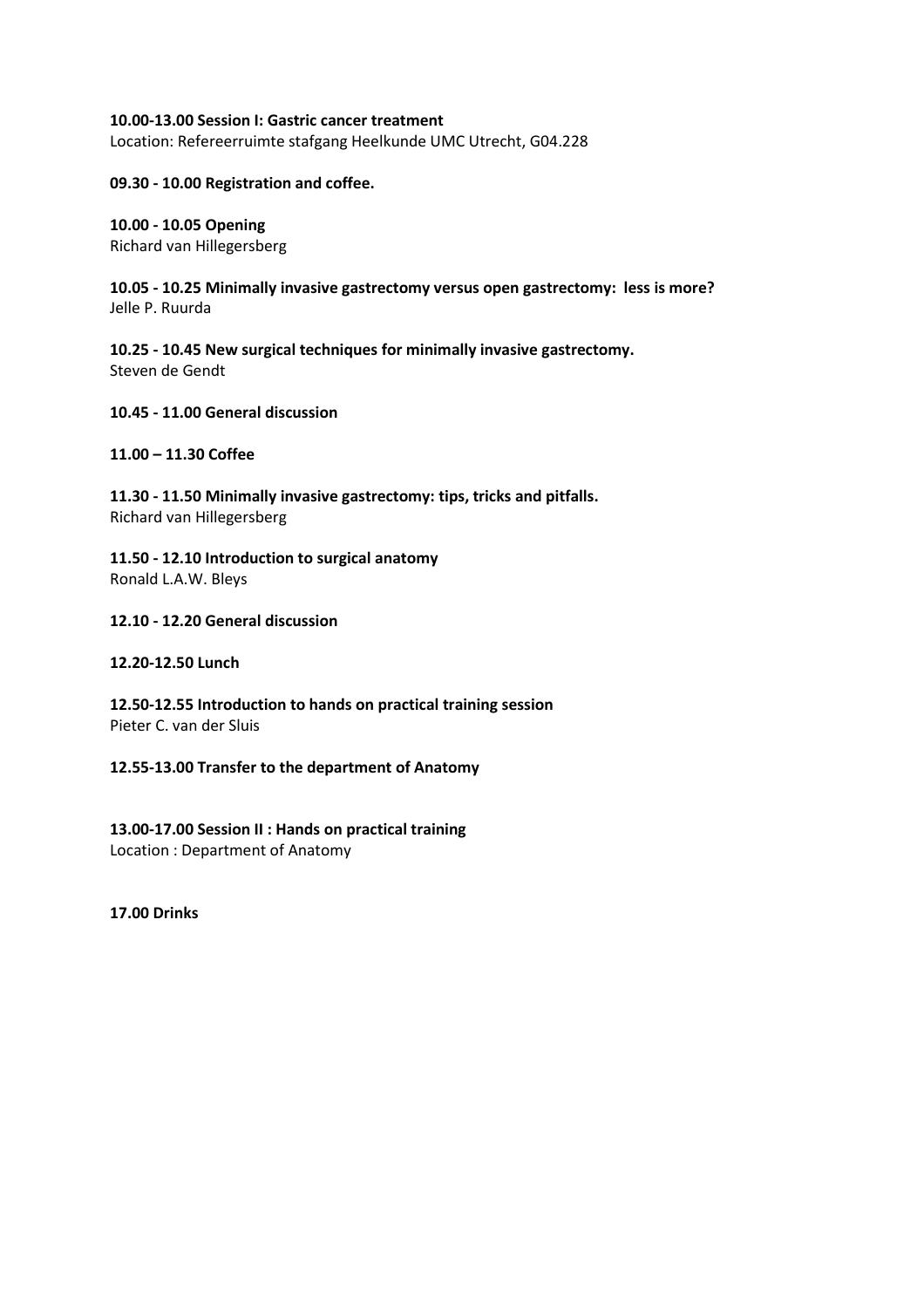**10.00-13.00 Session I: Gastric cancer treatment**
Location: Refereerruimte stafgang Heelkunde UMC Utrecht, G04.228

**09.30 - 10.00 Registration and coffee.**

**10.00 - 10.05 Opening**
Richard van Hillegersberg

**10.05 - 10.25 Minimally invasive gastrectomy versus open gastrectomy: less is more?**
Jelle P. Ruurda

**10.25 - 10.45 New surgical techniques for minimally invasive gastrectomy.**
Steven de Gendt

**10.45 - 11.00 General discussion**

**11.00 – 11.30 Coffee**

**11.30 - 11.50 Minimally invasive gastrectomy: tips, tricks and pitfalls.**
Richard van Hillegersberg

**11.50 - 12.10 Introduction to surgical anatomy**
Ronald L.A.W. Bleys

**12.10 - 12.20 General discussion**

**12.20-12.50 Lunch**

**12.50-12.55 Introduction to hands on practical training session**
Pieter C. van der Sluis

**12.55-13.00 Transfer to the department of Anatomy**

**13.00-17.00 Session II : Hands on practical training**
Location : Department of Anatomy

**17.00 Drinks**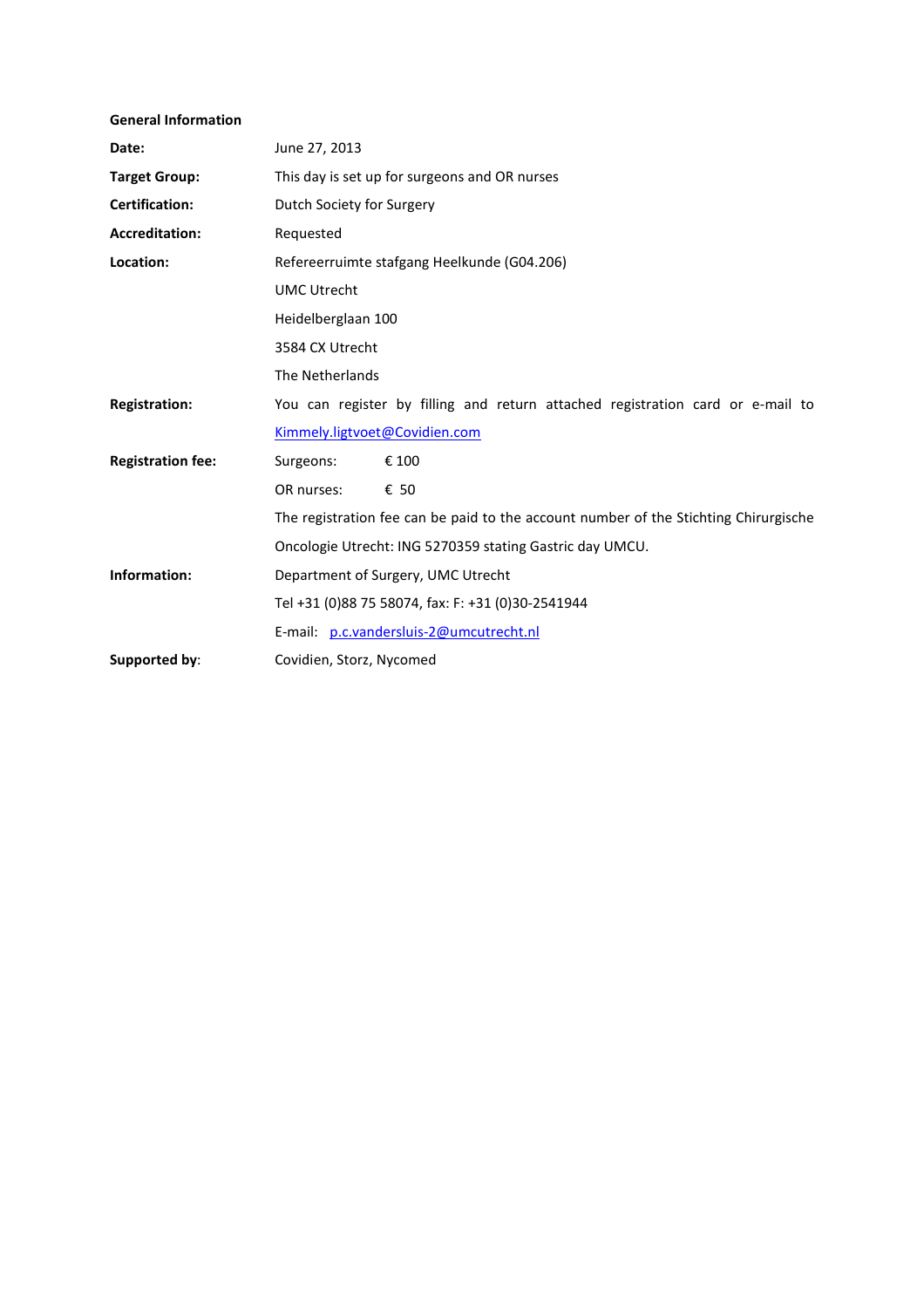**General Information**

| | |
|---|---|
| **Date:** | June 27, 2013 |
| **Target Group:** | This day is set up for surgeons and OR nurses |
| **Certification:** | Dutch Society for Surgery |
| **Accreditation:** | Requested |
| **Location:** | Refereerruimte stafgang Heelkunde (G04.206)<br>UMC Utrecht<br>Heidelberglaan 100<br>3584 CX Utrecht<br>The Netherlands |
| **Registration:** | You can register by filling and return attached registration card or e-mail to Kimmely.ligtvoet@Covidien.com |
| **Registration fee:** | Surgeons: € 100<br>OR nurses: € 50<br>The registration fee can be paid to the account number of the Stichting Chirurgische Oncologie Utrecht: ING 5270359 stating Gastric day UMCU. |
| **Information:** | Department of Surgery, UMC Utrecht<br>Tel +31 (0)88 75 58074, fax: F: +31 (0)30-2541944<br>E-mail: p.c.vandersluis-2@umcutrecht.nl |
| **Supported by**: | Covidien, Storz, Nycomed |